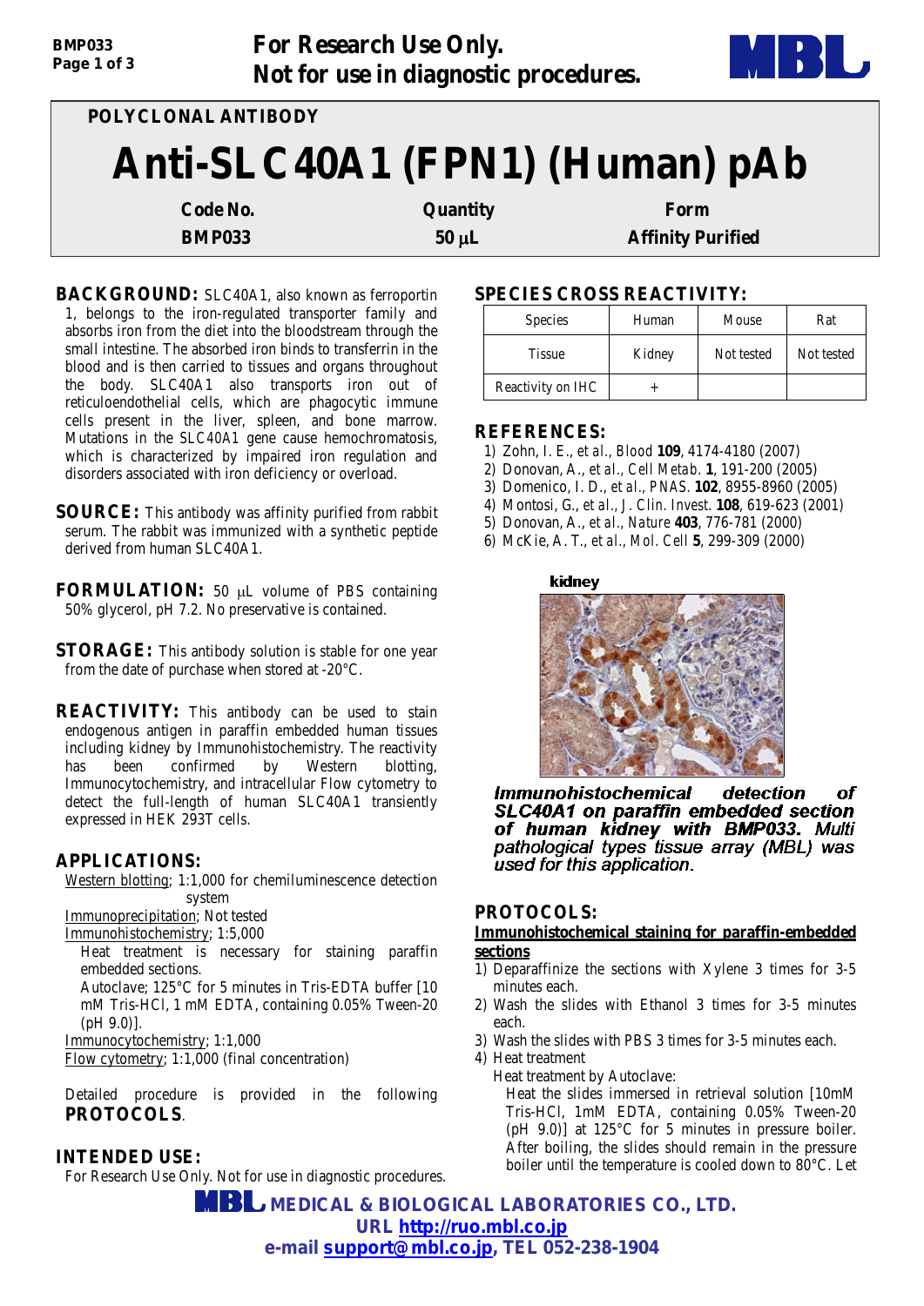**For Research Use Only.**
**Not for use in diagnostic procedures.**

POLYCLONAL ANTIBODY

# Anti-SLC40A1 (FPN1) (Human) pAb

| Code No. | Quantity | Form |
|---|---|---|
| BMP033 | 50 μL | Affinity Purified |

**BACKGROUND:** SLC40A1, also known as ferroportin 1, belongs to the iron-regulated transporter family and absorbs iron from the diet into the bloodstream through the small intestine. The absorbed iron binds to transferrin in the blood and is then carried to tissues and organs throughout the body. SLC40A1 also transports iron out of reticuloendothelial cells, which are phagocytic immune cells present in the liver, spleen, and bone marrow. Mutations in the *SLC40A1* gene cause hemochromatosis, which is characterized by impaired iron regulation and disorders associated with iron deficiency or overload.

**SOURCE:** This antibody was affinity purified from rabbit serum. The rabbit was immunized with a synthetic peptide derived from human SLC40A1.

**FORMULATION:** 50 μL volume of PBS containing 50% glycerol, pH 7.2. No preservative is contained.

**STORAGE:** This antibody solution is stable for one year from the date of purchase when stored at -20°C.

**REACTIVITY:** This antibody can be used to stain endogenous antigen in paraffin embedded human tissues including kidney by Immunohistochemistry. The reactivity has been confirmed by Western blotting, Immunocytochemistry, and intracellular Flow cytometry to detect the full-length of human SLC40A1 transiently expressed in HEK 293T cells.

**APPLICATIONS:**

Western blotting; 1:1,000 for chemiluminescence detection system

Immunoprecipitation; Not tested

Immunohistochemistry; 1:5,000

Heat treatment is necessary for staining paraffin embedded sections.

Autoclave; 125°C for 5 minutes in Tris-EDTA buffer [10 mM Tris-HCl, 1 mM EDTA, containing 0.05% Tween-20 (pH 9.0)].

Immunocytochemistry; 1:1,000

Flow cytometry; 1:1,000 (final concentration)

Detailed procedure is provided in the following **PROTOCOLS**.

**INTENDED USE:**

For Research Use Only. Not for use in diagnostic procedures.

**SPECIES CROSS REACTIVITY:**

| Species | Human | Mouse | Rat |
|---|---|---|---|
| Tissue | Kidney | Not tested | Not tested |
| Reactivity on IHC | + | | |

**REFERENCES:**

1) Zohn, I. E., *et al*., Blood **109**, 4174-4180 (2007)
2) Donovan, A., *et al*., *Cell Metab*. **1**, 191-200 (2005)
3) Domenico, I. D., *et al*., *PNAS*. **102**, 8955-8960 (2005)
4) Montosi, G., *et al*., *J. Clin. Invest*. **108**, 619-623 (2001)
5) Donovan, A., *et al*., *Nature* **403**, 776-781 (2000)
6) McKie, A. T., *et al*., *Mol. Cell* **5**, 299-309 (2000)

kidney

***Immunohistochemical detection of SLC40A1 on paraffin embedded section of human kidney with BMP033.** Multi pathological types tissue array (MBL) was used for this application.*

**PROTOCOLS:**

**Immunohistochemical staining for paraffin-embedded sections**

1) Deparaffinize the sections with Xylene 3 times for 3-5 minutes each.
2) Wash the slides with Ethanol 3 times for 3-5 minutes each.
3) Wash the slides with PBS 3 times for 3-5 minutes each.
4) Heat treatment

   Heat treatment by Autoclave:

   Heat the slides immersed in retrieval solution [10mM Tris-HCl, 1mM EDTA, containing 0.05% Tween-20 (pH 9.0)] at 125°C for 5 minutes in pressure boiler. After boiling, the slides should remain in the pressure boiler until the temperature is cooled down to 80°C. Let

MEDICAL & BIOLOGICAL LABORATORIES CO., LTD.
URL http://ruo.mbl.co.jp
e-mail support@mbl.co.jp, TEL 052-238-1904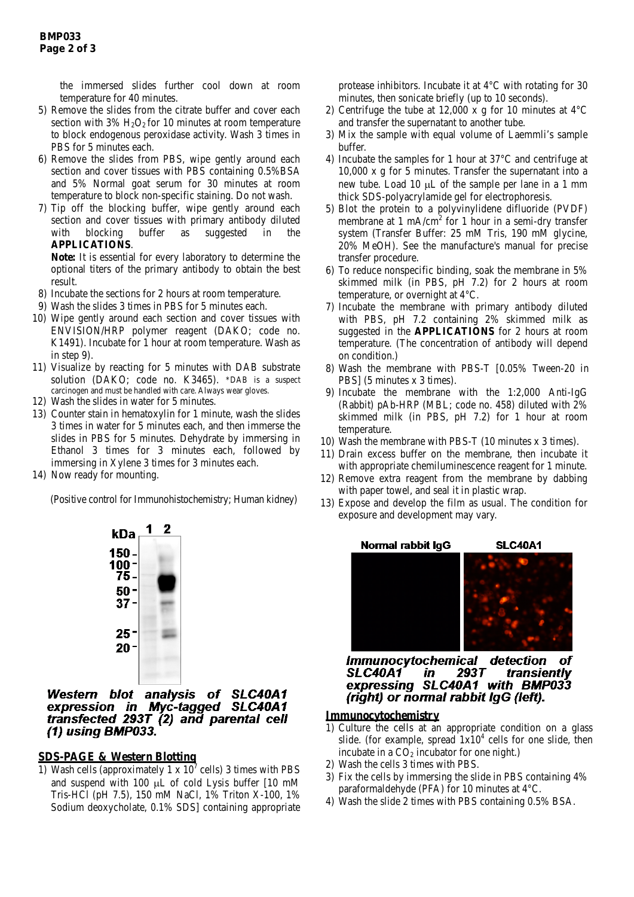the immersed slides further cool down at room temperature for 40 minutes.

5) Remove the slides from the citrate buffer and cover each section with 3% $H_2O_2$ for 10 minutes at room temperature to block endogenous peroxidase activity. Wash 3 times in PBS for 5 minutes each.
6) Remove the slides from PBS, wipe gently around each section and cover tissues with PBS containing 0.5%BSA and 5% Normal goat serum for 30 minutes at room temperature to block non-specific staining. Do not wash.
7) Tip off the blocking buffer, wipe gently around each section and cover tissues with primary antibody diluted with blocking buffer as suggested in the **APPLICATIONS**.

   **Note:** It is essential for every laboratory to determine the optional titers of the primary antibody to obtain the best result.
8) Incubate the sections for 2 hours at room temperature.
9) Wash the slides 3 times in PBS for 5 minutes each.
10) Wipe gently around each section and cover tissues with ENVISION/HRP polymer reagent (DAKO; code no. K1491). Incubate for 1 hour at room temperature. Wash as in step 9).
11) Visualize by reacting for 5 minutes with DAB substrate solution (DAKO; code no. K3465). *DAB is a suspect carcinogen and must be handled with care. Always wear gloves.
12) Wash the slides in water for 5 minutes.
13) Counter stain in hematoxylin for 1 minute, wash the slides 3 times in water for 5 minutes each, and then immerse the slides in PBS for 5 minutes. Dehydrate by immersing in Ethanol 3 times for 3 minutes each, followed by immersing in Xylene 3 times for 3 minutes each.
14) Now ready for mounting.

(Positive control for Immunohistochemistry; Human kidney)

*Western blot analysis of SLC40A1 expression in Myc-tagged SLC40A1 transfected 293T (2) and parental cell (1) using BMP033.*

## SDS-PAGE & Western Blotting

1) Wash cells (approximately 1 x $10^7$ cells) 3 times with PBS and suspend with 100 µL of cold Lysis buffer [10 mM Tris-HCl (pH 7.5), 150 mM NaCl, 1% Triton X-100, 1% Sodium deoxycholate, 0.1% SDS] containing appropriate protease inhibitors. Incubate it at 4°C with rotating for 30 minutes, then sonicate briefly (up to 10 seconds).
2) Centrifuge the tube at 12,000 x g for 10 minutes at 4°C and transfer the supernatant to another tube.
3) Mix the sample with equal volume of Laemmli's sample buffer.
4) Incubate the samples for 1 hour at 37°C and centrifuge at 10,000 x g for 5 minutes. Transfer the supernatant into a new tube. Load 10 µL of the sample per lane in a 1 mm thick SDS-polyacrylamide gel for electrophoresis.
5) Blot the protein to a polyvinylidene difluoride (PVDF) membrane at 1 mA/$cm^2$ for 1 hour in a semi-dry transfer system (Transfer Buffer: 25 mM Tris, 190 mM glycine, 20% MeOH). See the manufacture's manual for precise transfer procedure.
6) To reduce nonspecific binding, soak the membrane in 5% skimmed milk (in PBS, pH 7.2) for 2 hours at room temperature, or overnight at 4°C.
7) Incubate the membrane with primary antibody diluted with PBS, pH 7.2 containing 2% skimmed milk as suggested in the **APPLICATIONS** for 2 hours at room temperature. (The concentration of antibody will depend on condition.)
8) Wash the membrane with PBS-T [0.05% Tween-20 in PBS] (5 minutes x 3 times).
9) Incubate the membrane with the 1:2,000 Anti-IgG (Rabbit) pAb-HRP (MBL; code no. 458) diluted with 2% skimmed milk (in PBS, pH 7.2) for 1 hour at room temperature.
10) Wash the membrane with PBS-T (10 minutes x 3 times).
11) Drain excess buffer on the membrane, then incubate it with appropriate chemiluminescence reagent for 1 minute.
12) Remove extra reagent from the membrane by dabbing with paper towel, and seal it in plastic wrap.
13) Expose and develop the film as usual. The condition for exposure and development may vary.

*Immunocytochemical detection of SLC40A1 in 293T transiently expressing SLC40A1 with BMP033 (right) or normal rabbit IgG (left).*

## Immunocytochemistry

1) Culture the cells at an appropriate condition on a glass slide. (for example, spread 1x$10^4$ cells for one slide, then incubate in a $CO_2$ incubator for one night.)
2) Wash the cells 3 times with PBS.
3) Fix the cells by immersing the slide in PBS containing 4% paraformaldehyde (PFA) for 10 minutes at 4°C.
4) Wash the slide 2 times with PBS containing 0.5% BSA.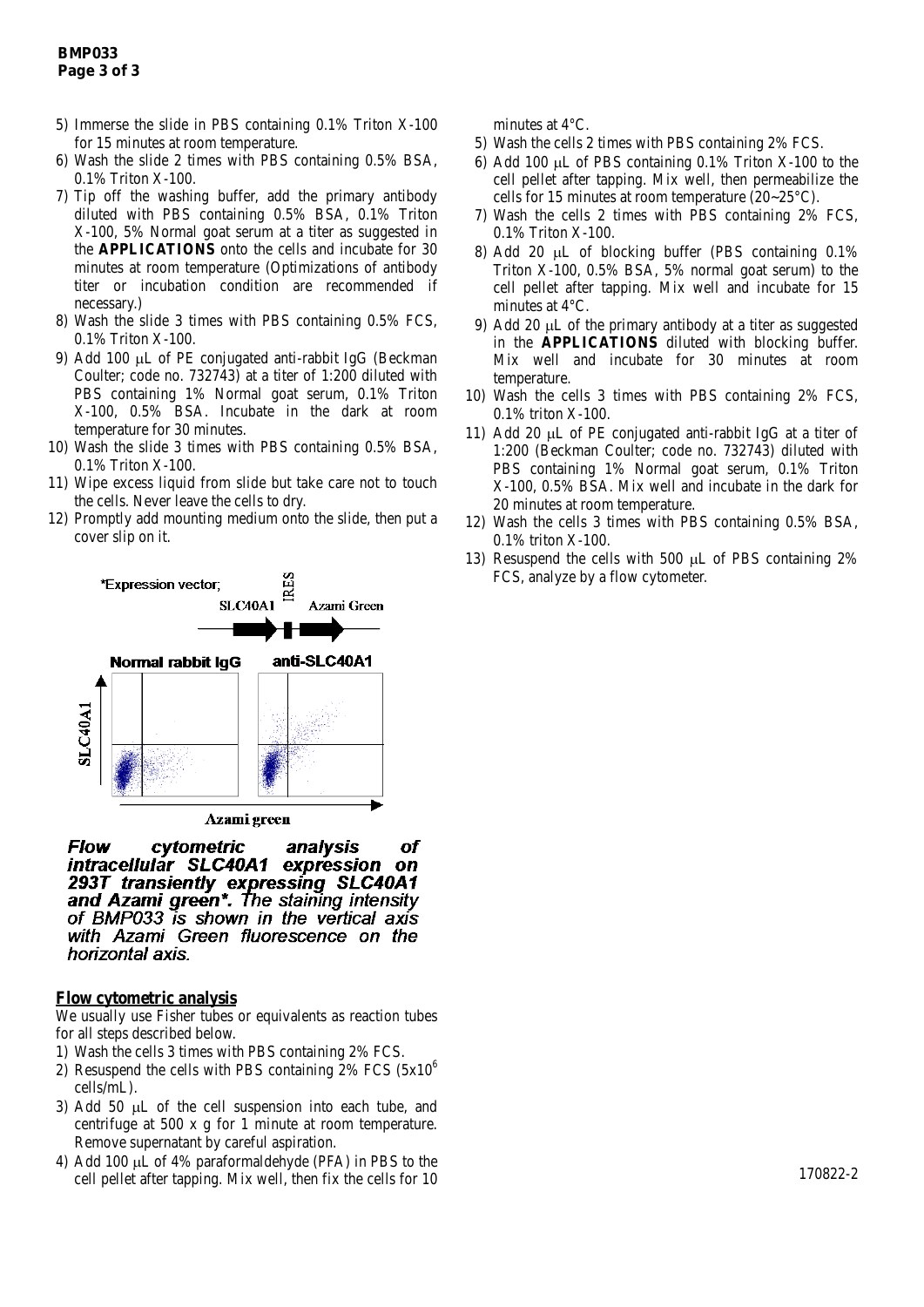5) Immerse the slide in PBS containing 0.1% Triton X-100 for 15 minutes at room temperature.
6) Wash the slide 2 times with PBS containing 0.5% BSA, 0.1% Triton X-100.
7) Tip off the washing buffer, add the primary antibody diluted with PBS containing 0.5% BSA, 0.1% Triton X-100, 5% Normal goat serum at a titer as suggested in the **APPLICATIONS** onto the cells and incubate for 30 minutes at room temperature (Optimizations of antibody titer or incubation condition are recommended if necessary.)
8) Wash the slide 3 times with PBS containing 0.5% FCS, 0.1% Triton X-100.
9) Add 100 μL of PE conjugated anti-rabbit IgG (Beckman Coulter; code no. 732743) at a titer of 1:200 diluted with PBS containing 1% Normal goat serum, 0.1% Triton X-100, 0.5% BSA. Incubate in the dark at room temperature for 30 minutes.
10) Wash the slide 3 times with PBS containing 0.5% BSA, 0.1% Triton X-100.
11) Wipe excess liquid from slide but take care not to touch the cells. Never leave the cells to dry.
12) Promptly add mounting medium onto the slide, then put a cover slip on it.

*Expression vector;
SLC40A1 IRES Azami Green

Normal rabbit IgG
anti-SLC40A1
SLC40A1
Azami green

***Flow cytometric analysis of intracellular SLC40A1 expression on 293T transiently expressing SLC40A1 and Azami green*.*** *The staining intensity of BMP033 is shown in the vertical axis with Azami Green fluorescence on the horizontal axis.*

## Flow cytometric analysis

We usually use Fisher tubes or equivalents as reaction tubes for all steps described below.

1) Wash the cells 3 times with PBS containing 2% FCS.
2) Resuspend the cells with PBS containing 2% FCS ($5x10^6$ cells/mL).
3) Add 50 μL of the cell suspension into each tube, and centrifuge at 500 x g for 1 minute at room temperature. Remove supernatant by careful aspiration.
4) Add 100 μL of 4% paraformaldehyde (PFA) in PBS to the cell pellet after tapping. Mix well, then fix the cells for 10 minutes at 4°C.
5) Wash the cells 2 times with PBS containing 2% FCS.
6) Add 100 μL of PBS containing 0.1% Triton X-100 to the cell pellet after tapping. Mix well, then permeabilize the cells for 15 minutes at room temperature (20~25°C).
7) Wash the cells 2 times with PBS containing 2% FCS, 0.1% Triton X-100.
8) Add 20 μL of blocking buffer (PBS containing 0.1% Triton X-100, 0.5% BSA, 5% normal goat serum) to the cell pellet after tapping. Mix well and incubate for 15 minutes at 4°C.
9) Add 20 μL of the primary antibody at a titer as suggested in the **APPLICATIONS** diluted with blocking buffer. Mix well and incubate for 30 minutes at room temperature.
10) Wash the cells 3 times with PBS containing 2% FCS, 0.1% triton X-100.
11) Add 20 μL of PE conjugated anti-rabbit IgG at a titer of 1:200 (Beckman Coulter; code no. 732743) diluted with PBS containing 1% Normal goat serum, 0.1% Triton X-100, 0.5% BSA. Mix well and incubate in the dark for 20 minutes at room temperature.
12) Wash the cells 3 times with PBS containing 0.5% BSA, 0.1% triton X-100.
13) Resuspend the cells with 500 μL of PBS containing 2% FCS, analyze by a flow cytometer.